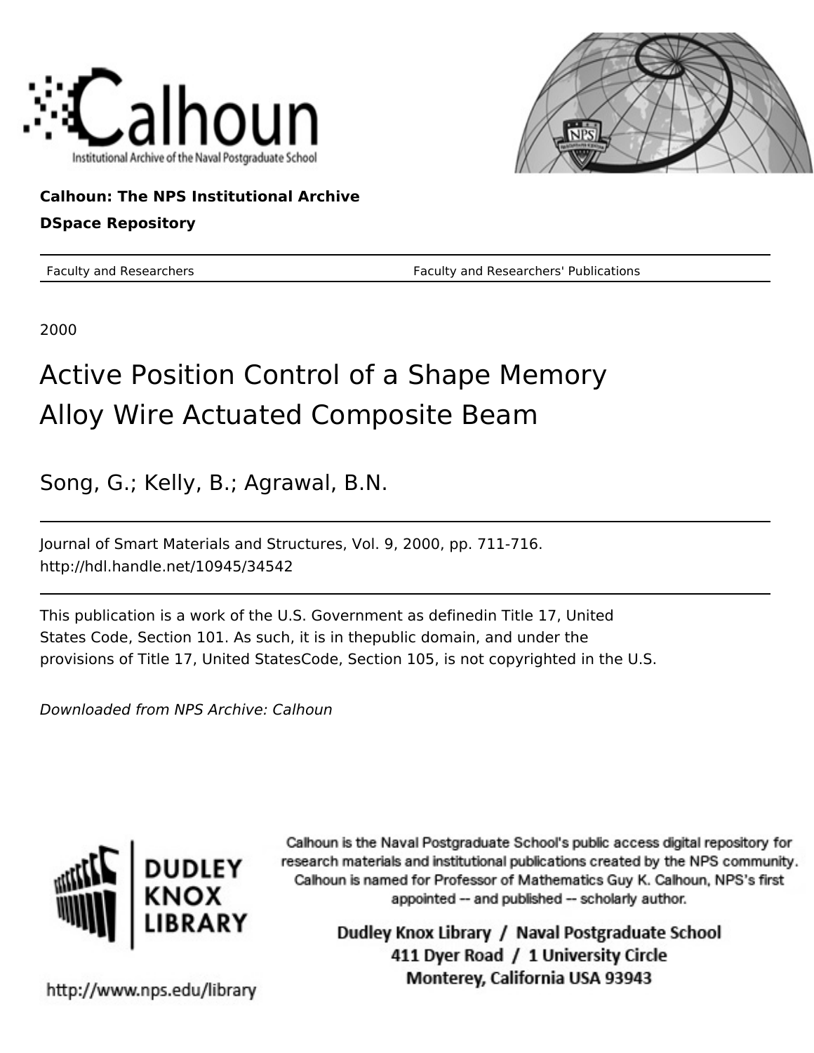Calhoun: The NPS Institutional Archive

DSpace Repository

Faculty and Researchers — Faculty and Researchers' Publications

2000

# Active Position Control of a Shape Memory Alloy Wire Actuated Composite Beam

Song, G.; Kelly, B.; Agrawal, B.N.

Journal of Smart Materials and Structures, Vol. 9, 2000, pp. 711-716.
http://hdl.handle.net/10945/34542

This publication is a work of the U.S. Government as definedin Title 17, United States Code, Section 101. As such, it is in thepublic domain, and under the provisions of Title 17, United StatesCode, Section 105, is not copyrighted in the U.S.

*Downloaded from NPS Archive: Calhoun*

Calhoun is the Naval Postgraduate School's public access digital repository for research materials and institutional publications created by the NPS community. Calhoun is named for Professor of Mathematics Guy K. Calhoun, NPS's first appointed -- and published -- scholarly author.

Dudley Knox Library / Naval Postgraduate School
411 Dyer Road / 1 University Circle
Monterey, California USA 93943

http://www.nps.edu/library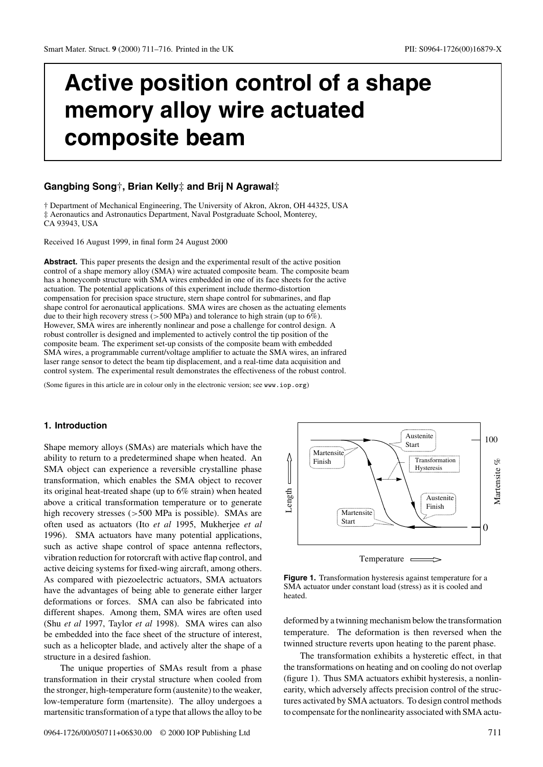# Active position control of a shape memory alloy wire actuated composite beam

**Gangbing Song†, Brian Kelly‡ and Brij N Agrawal‡**

† Department of Mechanical Engineering, The University of Akron, Akron, OH 44325, USA
‡ Aeronautics and Astronautics Department, Naval Postgraduate School, Monterey, CA 93943, USA

Received 16 August 1999, in final form 24 August 2000

**Abstract.** This paper presents the design and the experimental result of the active position control of a shape memory alloy (SMA) wire actuated composite beam. The composite beam has a honeycomb structure with SMA wires embedded in one of its face sheets for the active actuation. The potential applications of this experiment include thermo-distortion compensation for precision space structure, stern shape control for submarines, and flap shape control for aeronautical applications. SMA wires are chosen as the actuating elements due to their high recovery stress (>500 MPa) and tolerance to high strain (up to 6%). However, SMA wires are inherently nonlinear and pose a challenge for control design. A robust controller is designed and implemented to actively control the tip position of the composite beam. The experiment set-up consists of the composite beam with embedded SMA wires, a programmable current/voltage amplifier to actuate the SMA wires, an infrared laser range sensor to detect the beam tip displacement, and a real-time data acquisition and control system. The experimental result demonstrates the effectiveness of the robust control.

(Some figures in this article are in colour only in the electronic version; see www.iop.org)

## 1. Introduction

Shape memory alloys (SMAs) are materials which have the ability to return to a predetermined shape when heated. An SMA object can experience a reversible crystalline phase transformation, which enables the SMA object to recover its original heat-treated shape (up to 6% strain) when heated above a critical transformation temperature or to generate high recovery stresses (>500 MPa is possible). SMAs are often used as actuators (Ito *et al* 1995, Mukherjee *et al* 1996). SMA actuators have many potential applications, such as active shape control of space antenna reflectors, vibration reduction for rotorcraft with active flap control, and active deicing systems for fixed-wing aircraft, among others. As compared with piezoelectric actuators, SMA actuators have the advantages of being able to generate either larger deformations or forces. SMA can also be fabricated into different shapes. Among them, SMA wires are often used (Shu *et al* 1997, Taylor *et al* 1998). SMA wires can also be embedded into the face sheet of the structure of interest, such as a helicopter blade, and actively alter the shape of a structure in a desired fashion.

The unique properties of SMAs result from a phase transformation in their crystal structure when cooled from the stronger, high-temperature form (austenite) to the weaker, low-temperature form (martensite). The alloy undergoes a martensitic transformation of a type that allows the alloy to be deformed by a twinning mechanism below the transformation temperature. The deformation is then reversed when the twinned structure reverts upon heating to the parent phase.

**Figure 1.** Transformation hysteresis against temperature for a SMA actuator under constant load (stress) as it is cooled and heated.

The transformation exhibits a hysteretic effect, in that the transformations on heating and on cooling do not overlap (figure 1). Thus SMA actuators exhibit hysteresis, a nonlinearity, which adversely affects precision control of the structures activated by SMA actuators. To design control methods to compensate for the nonlinearity associated with SMA actu-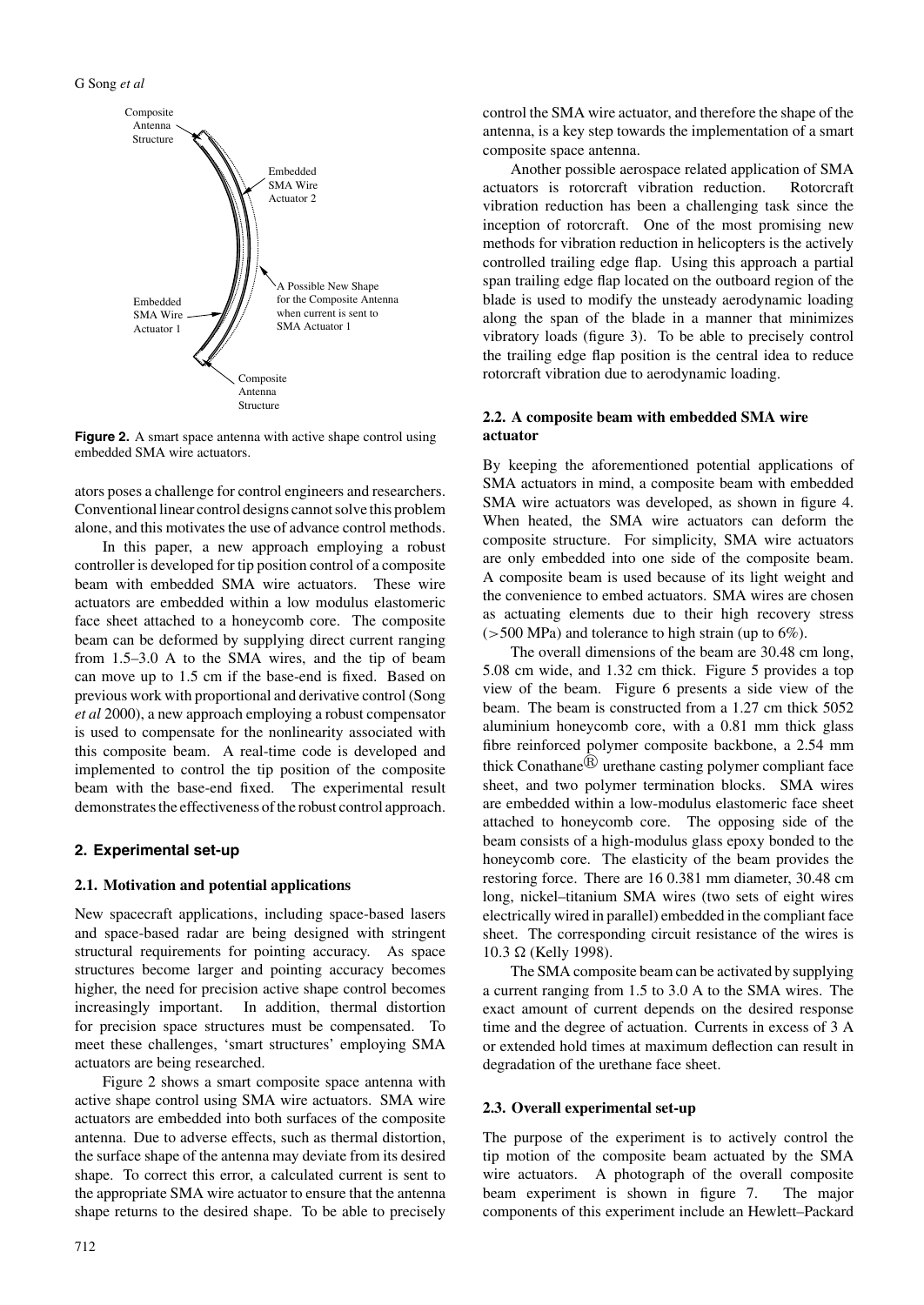**Figure 2.** A smart space antenna with active shape control using embedded SMA wire actuators.

ators poses a challenge for control engineers and researchers. Conventional linear control designs cannot solve this problem alone, and this motivates the use of advance control methods.

In this paper, a new approach employing a robust controller is developed for tip position control of a composite beam with embedded SMA wire actuators. These wire actuators are embedded within a low modulus elastomeric face sheet attached to a honeycomb core. The composite beam can be deformed by supplying direct current ranging from 1.5–3.0 A to the SMA wires, and the tip of beam can move up to 1.5 cm if the base-end is fixed. Based on previous work with proportional and derivative control (Song *et al* 2000), a new approach employing a robust compensator is used to compensate for the nonlinearity associated with this composite beam. A real-time code is developed and implemented to control the tip position of the composite beam with the base-end fixed. The experimental result demonstrates the effectiveness of the robust control approach.

## 2. Experimental set-up

### 2.1. Motivation and potential applications

New spacecraft applications, including space-based lasers and space-based radar are being designed with stringent structural requirements for pointing accuracy. As space structures become larger and pointing accuracy becomes higher, the need for precision active shape control becomes increasingly important. In addition, thermal distortion for precision space structures must be compensated. To meet these challenges, 'smart structures' employing SMA actuators are being researched.

Figure 2 shows a smart composite space antenna with active shape control using SMA wire actuators. SMA wire actuators are embedded into both surfaces of the composite antenna. Due to adverse effects, such as thermal distortion, the surface shape of the antenna may deviate from its desired shape. To correct this error, a calculated current is sent to the appropriate SMA wire actuator to ensure that the antenna shape returns to the desired shape. To be able to precisely control the SMA wire actuator, and therefore the shape of the antenna, is a key step towards the implementation of a smart composite space antenna.

Another possible aerospace related application of SMA actuators is rotorcraft vibration reduction. Rotorcraft vibration reduction has been a challenging task since the inception of rotorcraft. One of the most promising new methods for vibration reduction in helicopters is the actively controlled trailing edge flap. Using this approach a partial span trailing edge flap located on the outboard region of the blade is used to modify the unsteady aerodynamic loading along the span of the blade in a manner that minimizes vibratory loads (figure 3). To be able to precisely control the trailing edge flap position is the central idea to reduce rotorcraft vibration due to aerodynamic loading.

### 2.2. A composite beam with embedded SMA wire actuator

By keeping the aforementioned potential applications of SMA actuators in mind, a composite beam with embedded SMA wire actuators was developed, as shown in figure 4. When heated, the SMA wire actuators can deform the composite structure. For simplicity, SMA wire actuators are only embedded into one side of the composite beam. A composite beam is used because of its light weight and the convenience to embed actuators. SMA wires are chosen as actuating elements due to their high recovery stress (>500 MPa) and tolerance to high strain (up to 6%).

The overall dimensions of the beam are 30.48 cm long, 5.08 cm wide, and 1.32 cm thick. Figure 5 provides a top view of the beam. Figure 6 presents a side view of the beam. The beam is constructed from a 1.27 cm thick 5052 aluminium honeycomb core, with a 0.81 mm thick glass fibre reinforced polymer composite backbone, a 2.54 mm thick Conathane® urethane casting polymer compliant face sheet, and two polymer termination blocks. SMA wires are embedded within a low-modulus elastomeric face sheet attached to honeycomb core. The opposing side of the beam consists of a high-modulus glass epoxy bonded to the honeycomb core. The elasticity of the beam provides the restoring force. There are 16 0.381 mm diameter, 30.48 cm long, nickel–titanium SMA wires (two sets of eight wires electrically wired in parallel) embedded in the compliant face sheet. The corresponding circuit resistance of the wires is 10.3 $\Omega$ (Kelly 1998).

The SMA composite beam can be activated by supplying a current ranging from 1.5 to 3.0 A to the SMA wires. The exact amount of current depends on the desired response time and the degree of actuation. Currents in excess of 3 A or extended hold times at maximum deflection can result in degradation of the urethane face sheet.

### 2.3. Overall experimental set-up

The purpose of the experiment is to actively control the tip motion of the composite beam actuated by the SMA wire actuators. A photograph of the overall composite beam experiment is shown in figure 7. The major components of this experiment include an Hewlett–Packard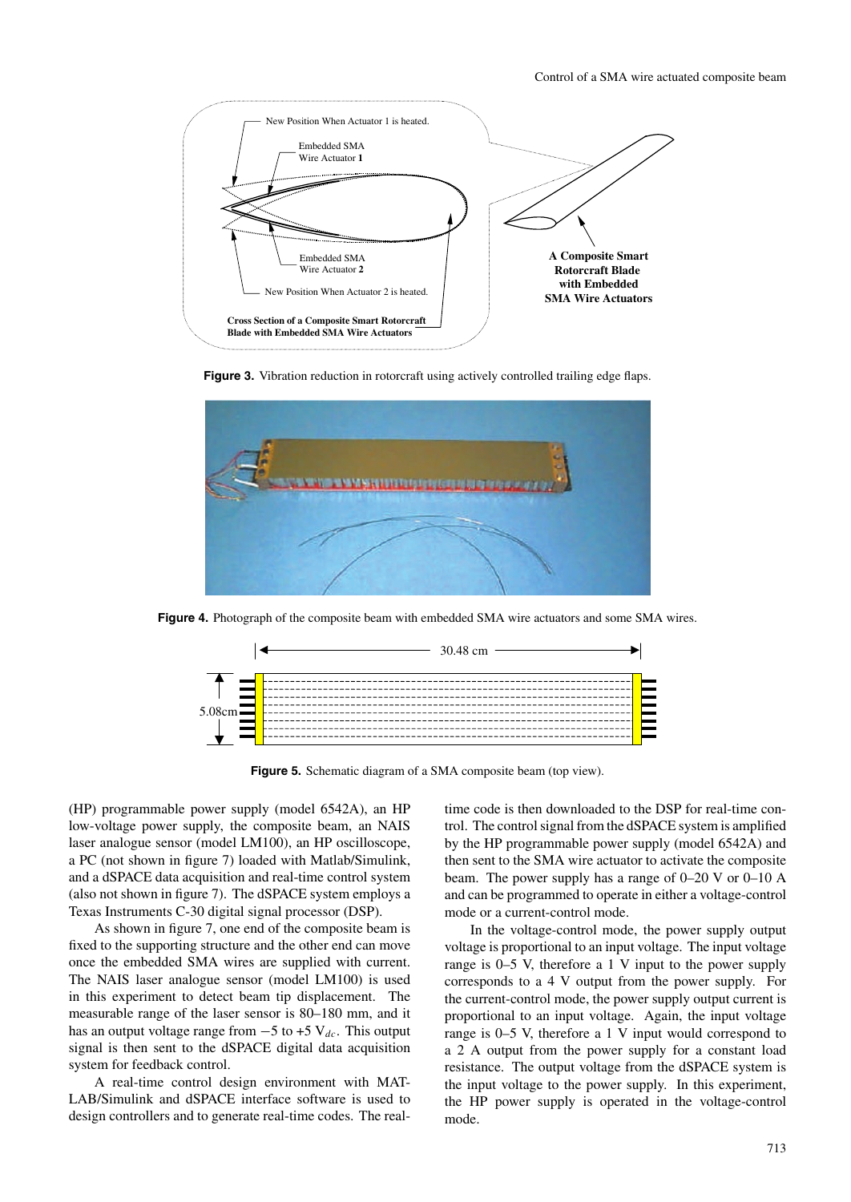Figure 3. Vibration reduction in rotorcraft using actively controlled trailing edge flaps.

Figure 4. Photograph of the composite beam with embedded SMA wire actuators and some SMA wires.

Figure 5. Schematic diagram of a SMA composite beam (top view).

(HP) programmable power supply (model 6542A), an HP low-voltage power supply, the composite beam, an NAIS laser analogue sensor (model LM100), an HP oscilloscope, a PC (not shown in figure 7) loaded with Matlab/Simulink, and a dSPACE data acquisition and real-time control system (also not shown in figure 7). The dSPACE system employs a Texas Instruments C-30 digital signal processor (DSP).

As shown in figure 7, one end of the composite beam is fixed to the supporting structure and the other end can move once the embedded SMA wires are supplied with current. The NAIS laser analogue sensor (model LM100) is used in this experiment to detect beam tip displacement. The measurable range of the laser sensor is 80–180 mm, and it has an output voltage range from −5 to +5 $V_{dc}$. This output signal is then sent to the dSPACE digital data acquisition system for feedback control.

A real-time control design environment with MATLAB/Simulink and dSPACE interface software is used to design controllers and to generate real-time codes. The real-time code is then downloaded to the DSP for real-time control. The control signal from the dSPACE system is amplified by the HP programmable power supply (model 6542A) and then sent to the SMA wire actuator to activate the composite beam. The power supply has a range of 0–20 V or 0–10 A and can be programmed to operate in either a voltage-control mode or a current-control mode.

In the voltage-control mode, the power supply output voltage is proportional to an input voltage. The input voltage range is 0–5 V, therefore a 1 V input to the power supply corresponds to a 4 V output from the power supply. For the current-control mode, the power supply output current is proportional to an input voltage. Again, the input voltage range is 0–5 V, therefore a 1 V input would correspond to a 2 A output from the power supply for a constant load resistance. The output voltage from the dSPACE system is the input voltage to the power supply. In this experiment, the HP power supply is operated in the voltage-control mode.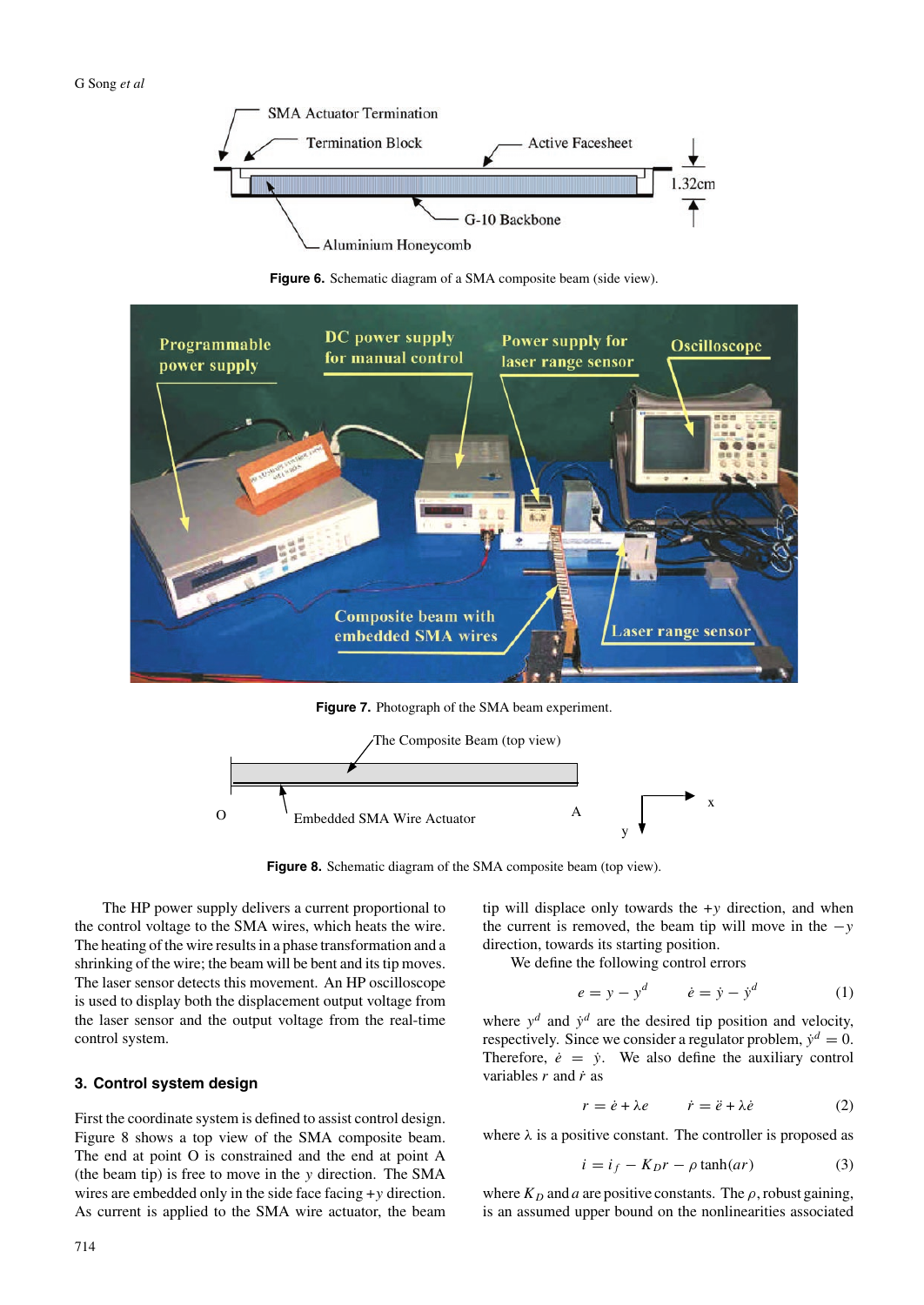Figure 6. Schematic diagram of a SMA composite beam (side view).

Figure 7. Photograph of the SMA beam experiment.

Figure 8. Schematic diagram of the SMA composite beam (top view).

The HP power supply delivers a current proportional to the control voltage to the SMA wires, which heats the wire. The heating of the wire results in a phase transformation and a shrinking of the wire; the beam will be bent and its tip moves. The laser sensor detects this movement. An HP oscilloscope is used to display both the displacement output voltage from the laser sensor and the output voltage from the real-time control system.

## 3. Control system design

First the coordinate system is defined to assist control design. Figure 8 shows a top view of the SMA composite beam. The end at point O is constrained and the end at point A (the beam tip) is free to move in the $y$ direction. The SMA wires are embedded only in the side face facing $+y$ direction. As current is applied to the SMA wire actuator, the beam tip will displace only towards the $+y$ direction, and when the current is removed, the beam tip will move in the $-y$ direction, towards its starting position.

We define the following control errors

$$e = y - y^d \qquad \dot{e} = \dot{y} - \dot{y}^d \tag{1}$$

where $y^d$ and $\dot{y}^d$ are the desired tip position and velocity, respectively. Since we consider a regulator problem, $\dot{y}^d = 0$. Therefore, $\dot{e} = \dot{y}$. We also define the auxiliary control variables $r$ and $\dot{r}$ as

$$r = \dot{e} + \lambda e \qquad \dot{r} = \ddot{e} + \lambda \dot{e} \tag{2}$$

where $\lambda$ is a positive constant. The controller is proposed as

$$i = i_f - K_D r - \rho \tanh(ar) \tag{3}$$

where $K_D$ and $a$ are positive constants. The $\rho$, robust gaining, is an assumed upper bound on the nonlinearities associated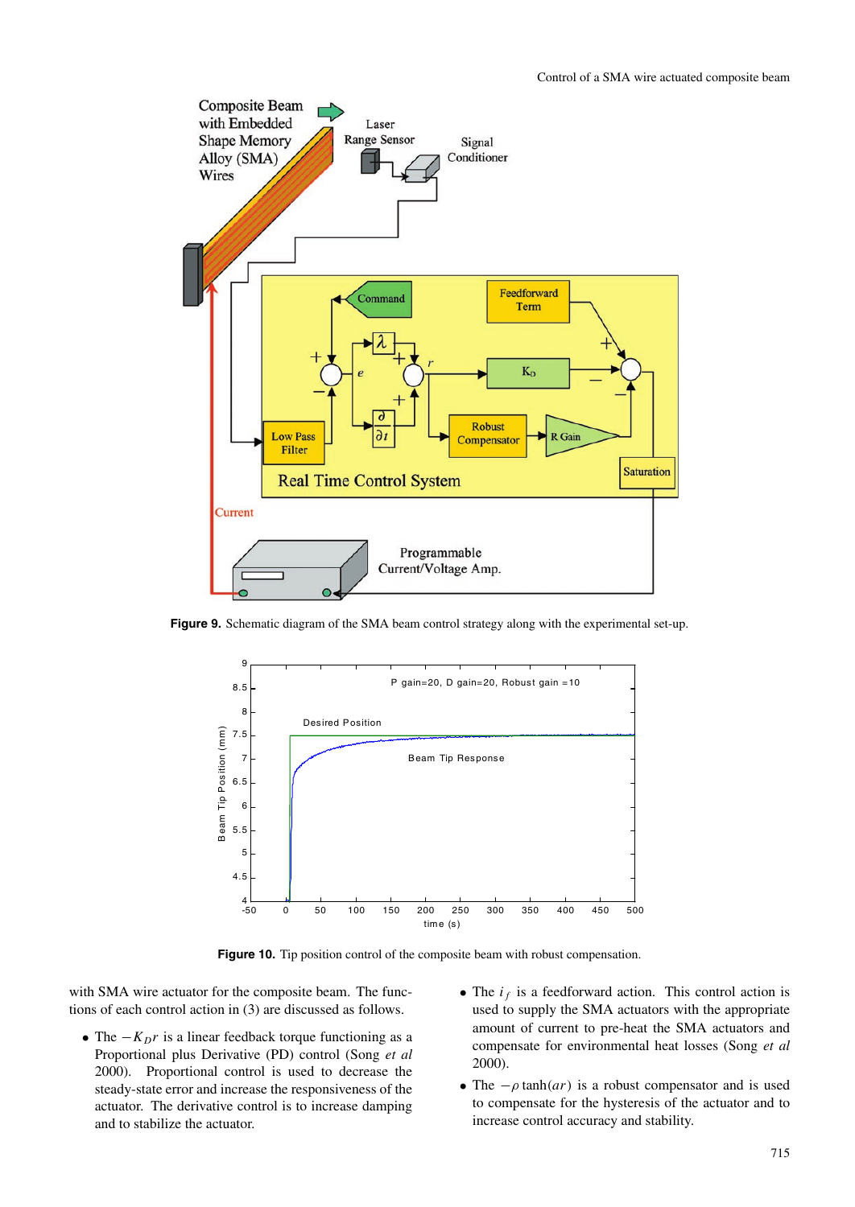**Figure 9.** Schematic diagram of the SMA beam control strategy along with the experimental set-up.

**Figure 10.** Tip position control of the composite beam with robust compensation.

with SMA wire actuator for the composite beam. The functions of each control action in (3) are discussed as follows.

- The $-K_D r$ is a linear feedback torque functioning as a Proportional plus Derivative (PD) control (Song *et al* 2000). Proportional control is used to decrease the steady-state error and increase the responsiveness of the actuator. The derivative control is to increase damping and to stabilize the actuator.
- The $i_f$ is a feedforward action. This control action is used to supply the SMA actuators with the appropriate amount of current to pre-heat the SMA actuators and compensate for environmental heat losses (Song *et al* 2000).
- The $-\rho \tanh(ar)$ is a robust compensator and is used to compensate for the hysteresis of the actuator and to increase control accuracy and stability.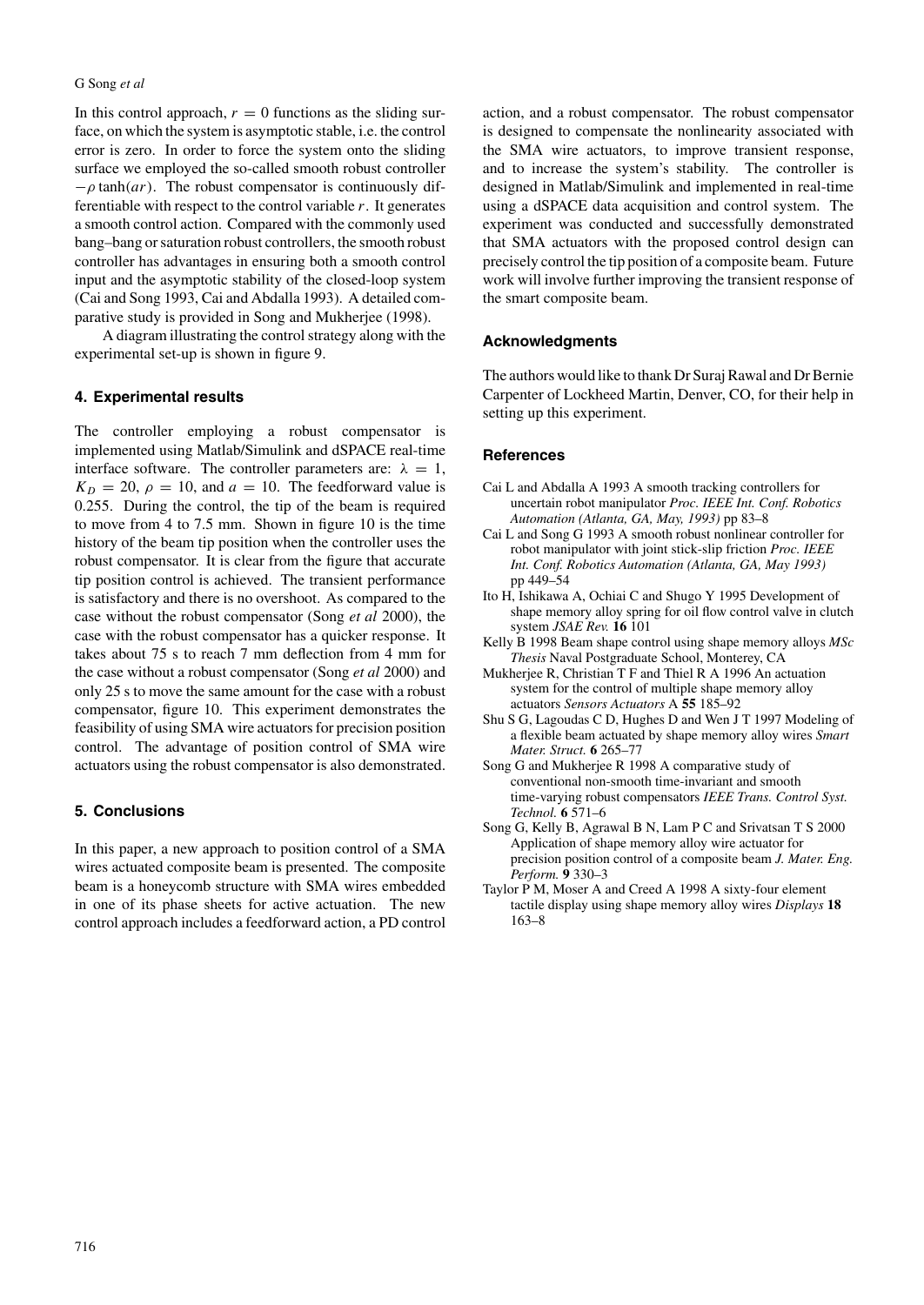In this control approach, $r = 0$ functions as the sliding surface, on which the system is asymptotic stable, i.e. the control error is zero. In order to force the system onto the sliding surface we employed the so-called smooth robust controller $-\rho \tanh(ar)$. The robust compensator is continuously differentiable with respect to the control variable $r$. It generates a smooth control action. Compared with the commonly used bang–bang or saturation robust controllers, the smooth robust controller has advantages in ensuring both a smooth control input and the asymptotic stability of the closed-loop system (Cai and Song 1993, Cai and Abdalla 1993). A detailed comparative study is provided in Song and Mukherjee (1998).

A diagram illustrating the control strategy along with the experimental set-up is shown in figure 9.

### 4. Experimental results

The controller employing a robust compensator is implemented using Matlab/Simulink and dSPACE real-time interface software. The controller parameters are: $\lambda = 1$, $K_D = 20$, $\rho = 10$, and $a = 10$. The feedforward value is 0.255. During the control, the tip of the beam is required to move from 4 to 7.5 mm. Shown in figure 10 is the time history of the beam tip position when the controller uses the robust compensator. It is clear from the figure that accurate tip position control is achieved. The transient performance is satisfactory and there is no overshoot. As compared to the case without the robust compensator (Song *et al* 2000), the case with the robust compensator has a quicker response. It takes about 75 s to reach 7 mm deflection from 4 mm for the case without a robust compensator (Song *et al* 2000) and only 25 s to move the same amount for the case with a robust compensator, figure 10. This experiment demonstrates the feasibility of using SMA wire actuators for precision position control. The advantage of position control of SMA wire actuators using the robust compensator is also demonstrated.

### 5. Conclusions

In this paper, a new approach to position control of a SMA wires actuated composite beam is presented. The composite beam is a honeycomb structure with SMA wires embedded in one of its phase sheets for active actuation. The new control approach includes a feedforward action, a PD control action, and a robust compensator. The robust compensator is designed to compensate the nonlinearity associated with the SMA wire actuators, to improve transient response, and to increase the system's stability. The controller is designed in Matlab/Simulink and implemented in real-time using a dSPACE data acquisition and control system. The experiment was conducted and successfully demonstrated that SMA actuators with the proposed control design can precisely control the tip position of a composite beam. Future work will involve further improving the transient response of the smart composite beam.

### Acknowledgments

The authors would like to thank Dr Suraj Rawal and Dr Bernie Carpenter of Lockheed Martin, Denver, CO, for their help in setting up this experiment.

### References

Cai L and Abdalla A 1993 A smooth tracking controllers for uncertain robot manipulator *Proc. IEEE Int. Conf. Robotics Automation (Atlanta, GA, May, 1993)* pp 83–8

Cai L and Song G 1993 A smooth robust nonlinear controller for robot manipulator with joint stick-slip friction *Proc. IEEE Int. Conf. Robotics Automation (Atlanta, GA, May 1993)* pp 449–54

Ito H, Ishikawa A, Ochiai C and Shugo Y 1995 Development of shape memory alloy spring for oil flow control valve in clutch system *JSAE Rev.* **16** 101

Kelly B 1998 Beam shape control using shape memory alloys *MSc Thesis* Naval Postgraduate School, Monterey, CA

Mukherjee R, Christian T F and Thiel R A 1996 An actuation system for the control of multiple shape memory alloy actuators *Sensors Actuators* A **55** 185–92

Shu S G, Lagoudas C D, Hughes D and Wen J T 1997 Modeling of a flexible beam actuated by shape memory alloy wires *Smart Mater. Struct.* **6** 265–77

Song G and Mukherjee R 1998 A comparative study of conventional non-smooth time-invariant and smooth time-varying robust compensators *IEEE Trans. Control Syst. Technol.* **6** 571–6

Song G, Kelly B, Agrawal B N, Lam P C and Srivatsan T S 2000 Application of shape memory alloy wire actuator for precision position control of a composite beam *J. Mater. Eng. Perform.* **9** 330–3

Taylor P M, Moser A and Creed A 1998 A sixty-four element tactile display using shape memory alloy wires *Displays* **18** 163–8